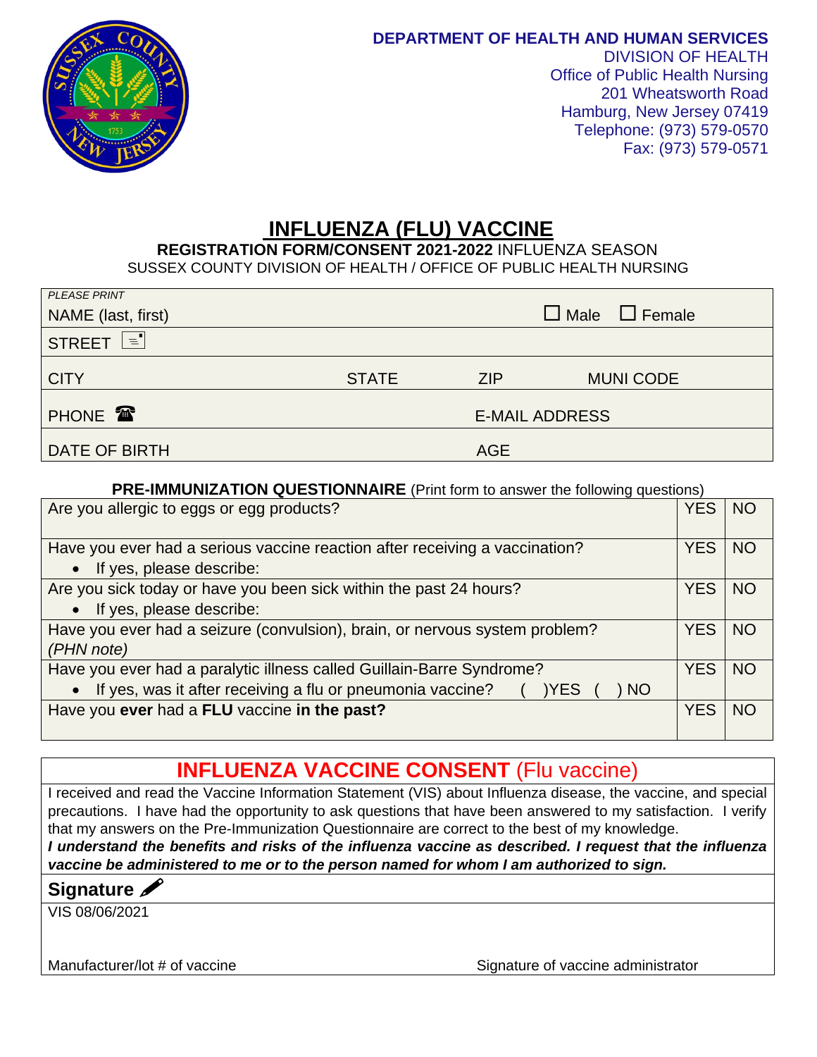**DEPARTMENT OF HEALTH AND HUMAN SERVICES**
DIVISION OF HEALTH
Office of Public Health Nursing
201 Wheatsworth Road
Hamburg, New Jersey 07419
Telephone: (973) 579-0570
Fax: (973) 579-0571

# INFLUENZA (FLU) VACCINE

**REGISTRATION FORM/CONSENT 2021-2022** INFLUENZA SEASON
SUSSEX COUNTY DIVISION OF HEALTH / OFFICE OF PUBLIC HEALTH NURSING

| | | | |
|---|---|---|---|
| *PLEASE PRINT*<br>NAME (last, first) | | ☐ Male ☐ Female | |
| STREET | | | |
| CITY | STATE | ZIP | MUNI CODE |
| PHONE | | E-MAIL ADDRESS | |
| DATE OF BIRTH | | AGE | |

**PRE-IMMUNIZATION QUESTIONNAIRE** (Print form to answer the following questions)

| Question | | |
|---|---|---|
| Are you allergic to eggs or egg products? | YES | NO |
| Have you ever had a serious vaccine reaction after receiving a vaccination?<br>• If yes, please describe: | YES | NO |
| Are you sick today or have you been sick within the past 24 hours?<br>• If yes, please describe: | YES | NO |
| Have you ever had a seizure (convulsion), brain, or nervous system problem?<br>*(PHN note)* | YES | NO |
| Have you ever had a paralytic illness called Guillain-Barre Syndrome?<br>• If yes, was it after receiving a flu or pneumonia vaccine? ( )YES ( ) NO | YES | NO |
| Have you **ever** had a **FLU** vaccine **in the past?** | YES | NO |

## INFLUENZA VACCINE CONSENT (Flu vaccine)

I received and read the Vaccine Information Statement (VIS) about Influenza disease, the vaccine, and special precautions. I have had the opportunity to ask questions that have been answered to my satisfaction. I verify that my answers on the Pre-Immunization Questionnaire are correct to the best of my knowledge.
***I understand the benefits and risks of the influenza vaccine as described. I request that the influenza vaccine be administered to me or to the person named for whom I am authorized to sign.***

**Signature**

VIS 08/06/2021

Manufacturer/lot # of vaccine

Signature of vaccine administrator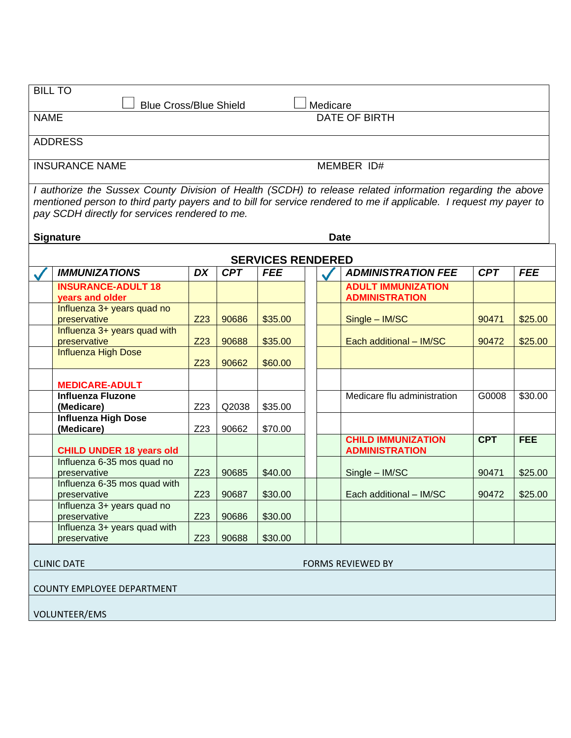| | | |
|---|---|---|
| BILL TO | ☐ Blue Cross/Blue Shield | ☐ Medicare |
| NAME | | DATE OF BIRTH |
| ADDRESS | | |
| INSURANCE NAME | | MEMBER ID# |

*I authorize the Sussex County Division of Health (SCDH) to release related information regarding the above mentioned person to third party payers and to bill for service rendered to me if applicable. I request my payer to pay SCDH directly for services rendered to me.*

**Signature** **Date**

## SERVICES RENDERED

| ✓ | *IMMUNIZATIONS* | *DX* | *CPT* | *FEE* | | ✓ | *ADMINISTRATION FEE* | *CPT* | *FEE* |
|---|---|---|---|---|---|---|---|---|---|
| | **INSURANCE-ADULT 18 years and older** | | | | | | **ADULT IMMUNIZATION ADMINISTRATION** | | |
| | Influenza 3+ years quad no preservative | Z23 | 90686 | $35.00 | | | Single – IM/SC | 90471 | $25.00 |
| | Influenza 3+ years quad with preservative | Z23 | 90688 | $35.00 | | | Each additional – IM/SC | 90472 | $25.00 |
| | Influenza High Dose | Z23 | 90662 | $60.00 | | | | | |
| | **MEDICARE-ADULT** | | | | | | | | |
| | **Influenza Fluzone (Medicare)** | Z23 | Q2038 | $35.00 | | | Medicare flu administration | G0008 | $30.00 |
| | **Influenza High Dose (Medicare)** | Z23 | 90662 | $70.00 | | | | | |
| | **CHILD UNDER 18 years old** | | | | | | **CHILD IMMUNIZATION ADMINISTRATION** | **CPT** | **FEE** |
| | Influenza 6-35 mos quad no preservative | Z23 | 90685 | $40.00 | | | Single – IM/SC | 90471 | $25.00 |
| | Influenza 6-35 mos quad with preservative | Z23 | 90687 | $30.00 | | | Each additional – IM/SC | 90472 | $25.00 |
| | Influenza 3+ years quad no preservative | Z23 | 90686 | $30.00 | | | | | |
| | Influenza 3+ years quad with preservative | Z23 | 90688 | $30.00 | | | | | |

| | |
|---|---|
| CLINIC DATE | FORMS REVIEWED BY |
| COUNTY EMPLOYEE DEPARTMENT | |
| VOLUNTEER/EMS | |